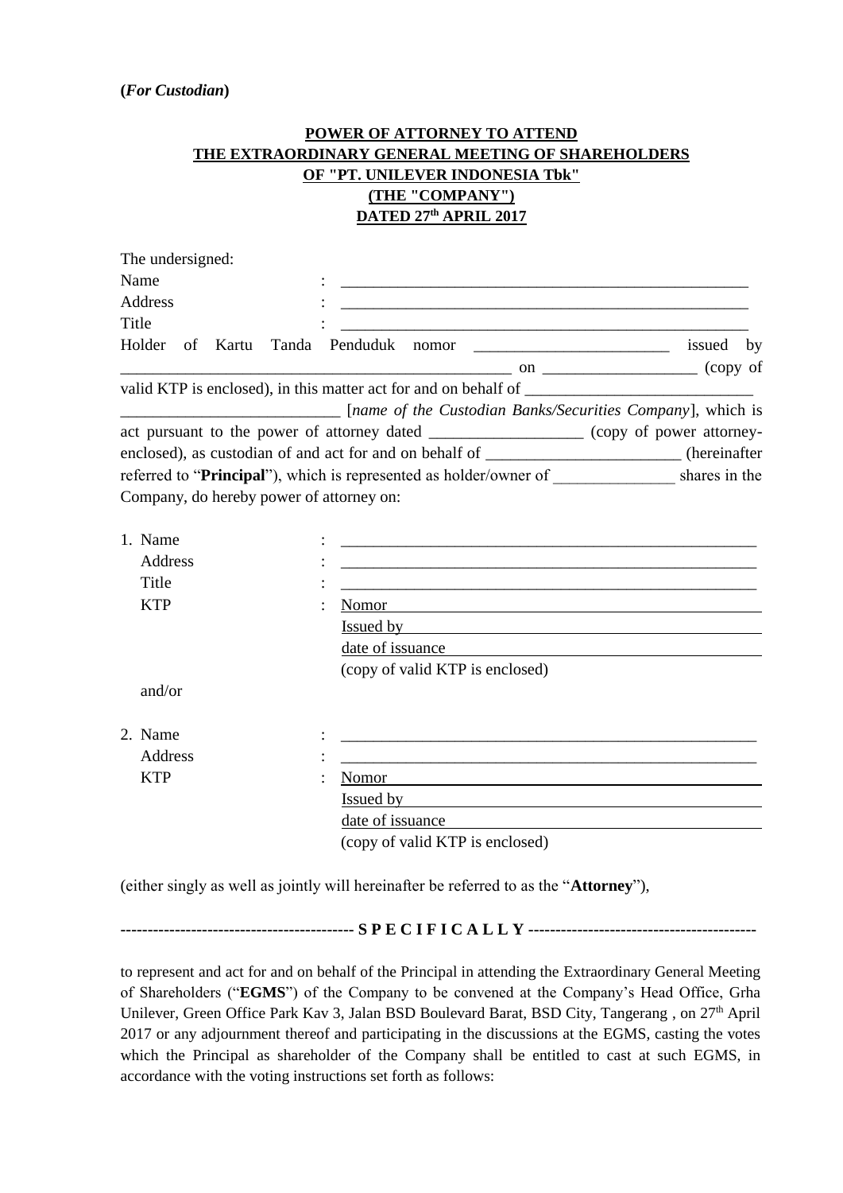**(*For Custodian*)**

**POWER OF ATTORNEY TO ATTEND**
**THE EXTRAORDINARY GENERAL MEETING OF SHAREHOLDERS**
**OF "PT. UNILEVER INDONESIA Tbk"**
**(THE "COMPANY")**
**DATED 27th APRIL 2017**

The undersigned:

Name : ____________________________________________________

Address : ____________________________________________________

Title : ____________________________________________________

Holder of Kartu Tanda Penduduk nomor ________________________ issued by ________________________________________________ on ___________________ (copy of valid KTP is enclosed), in this matter act for and on behalf of ____________________________ ___________________________ [*name of the Custodian Banks/Securities Company*], which is act pursuant to the power of attorney dated ___________________ (copy of power attorney-enclosed), as custodian of and act for and on behalf of ________________________ (hereinafter referred to "**Principal**"), which is represented as holder/owner of _______________ shares in the Company, do hereby power of attorney on:

1. Name : ____________________________________________________
   Address : ____________________________________________________
   Title : ____________________________________________________
   KTP : Nomor ______________________________________________
   Issued by ______________________________________________
   date of issuance ________________________________________
   (copy of valid KTP is enclosed)

   and/or

2. Name : ____________________________________________________
   Address : ____________________________________________________
   KTP : Nomor ______________________________________________
   Issued by ______________________________________________
   date of issuance ________________________________________
   (copy of valid KTP is enclosed)

(either singly as well as jointly will hereinafter be referred to as the "**Attorney**"),

------------------------------------------- **S P E C I F I C A L L Y** -----------------------------------------

to represent and act for and on behalf of the Principal in attending the Extraordinary General Meeting of Shareholders ("**EGMS**") of the Company to be convened at the Company's Head Office, Grha Unilever, Green Office Park Kav 3, Jalan BSD Boulevard Barat, BSD City, Tangerang , on 27th April 2017 or any adjournment thereof and participating in the discussions at the EGMS, casting the votes which the Principal as shareholder of the Company shall be entitled to cast at such EGMS, in accordance with the voting instructions set forth as follows: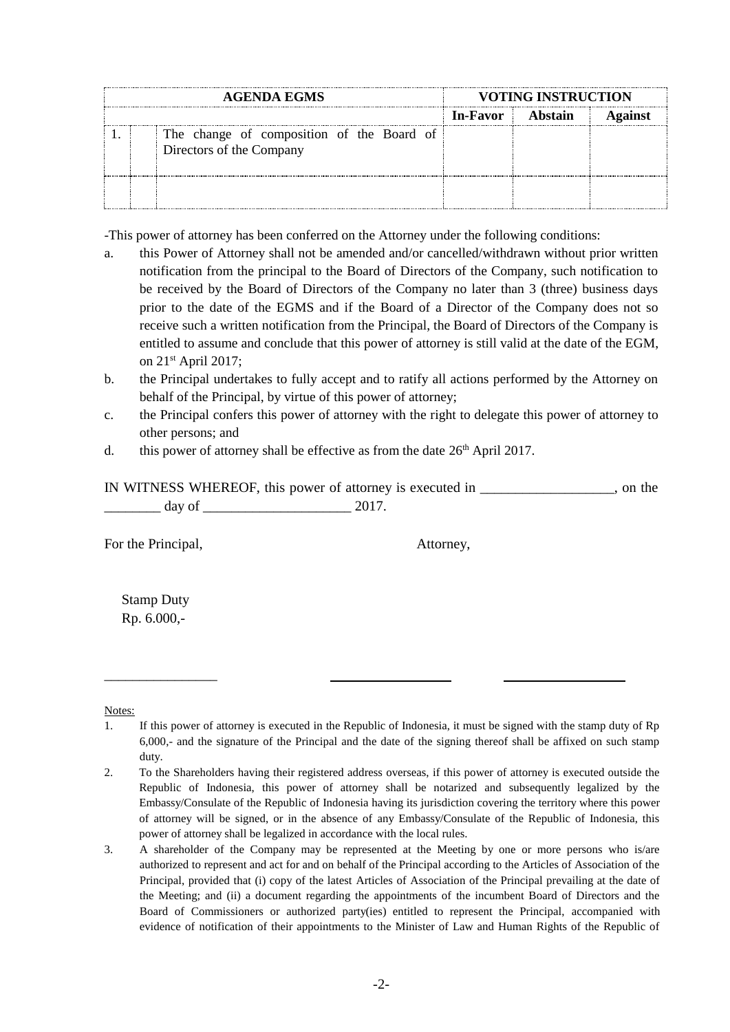| AGENDA EGMS | | | VOTING INSTRUCTION | | |
|---|---|---|---|---|---|
| | | | **In-Favor** | **Abstain** | **Against** |
| 1. | | The change of composition of the Board of Directors of the Company | | | |
| | | | | | |

-This power of attorney has been conferred on the Attorney under the following conditions:

a. this Power of Attorney shall not be amended and/or cancelled/withdrawn without prior written notification from the principal to the Board of Directors of the Company, such notification to be received by the Board of Directors of the Company no later than 3 (three) business days prior to the date of the EGMS and if the Board of a Director of the Company does not so receive such a written notification from the Principal, the Board of Directors of the Company is entitled to assume and conclude that this power of attorney is still valid at the date of the EGM, on 21st April 2017;

b. the Principal undertakes to fully accept and to ratify all actions performed by the Attorney on behalf of the Principal, by virtue of this power of attorney;

c. the Principal confers this power of attorney with the right to delegate this power of attorney to other persons; and

d. this power of attorney shall be effective as from the date 26th April 2017.

IN WITNESS WHEREOF, this power of attorney is executed in ___________________, on the ________ day of _____________________ 2017.

For the Principal, Attorney,

Stamp Duty
Rp. 6.000,-

_________________ __________________ __________________

Notes:

1. If this power of attorney is executed in the Republic of Indonesia, it must be signed with the stamp duty of Rp 6,000,- and the signature of the Principal and the date of the signing thereof shall be affixed on such stamp duty.
2. To the Shareholders having their registered address overseas, if this power of attorney is executed outside the Republic of Indonesia, this power of attorney shall be notarized and subsequently legalized by the Embassy/Consulate of the Republic of Indonesia having its jurisdiction covering the territory where this power of attorney will be signed, or in the absence of any Embassy/Consulate of the Republic of Indonesia, this power of attorney shall be legalized in accordance with the local rules.
3. A shareholder of the Company may be represented at the Meeting by one or more persons who is/are authorized to represent and act for and on behalf of the Principal according to the Articles of Association of the Principal, provided that (i) copy of the latest Articles of Association of the Principal prevailing at the date of the Meeting; and (ii) a document regarding the appointments of the incumbent Board of Directors and the Board of Commissioners or authorized party(ies) entitled to represent the Principal, accompanied with evidence of notification of their appointments to the Minister of Law and Human Rights of the Republic of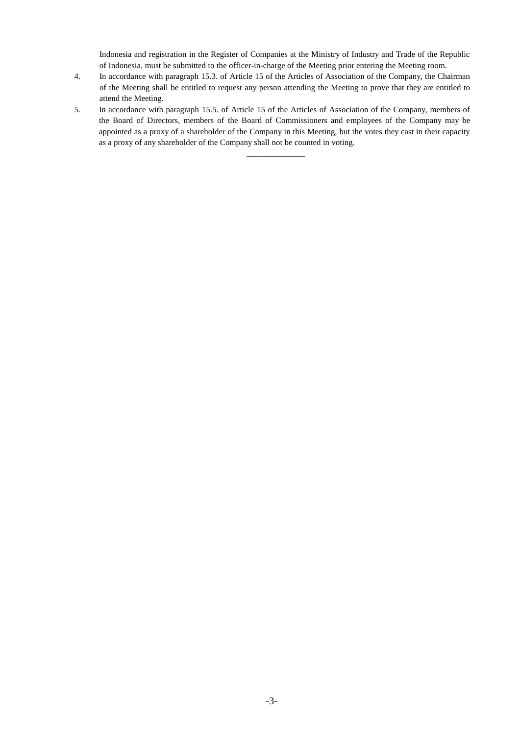Indonesia and registration in the Register of Companies at the Ministry of Industry and Trade of the Republic of Indonesia, must be submitted to the officer-in-charge of the Meeting prior entering the Meeting room.

4. In accordance with paragraph 15.3. of Article 15 of the Articles of Association of the Company, the Chairman of the Meeting shall be entitled to request any person attending the Meeting to prove that they are entitled to attend the Meeting.
5. In accordance with paragraph 15.5. of Article 15 of the Articles of Association of the Company, members of the Board of Directors, members of the Board of Commissioners and employees of the Company may be appointed as a proxy of a shareholder of the Company in this Meeting, but the votes they cast in their capacity as a proxy of any shareholder of the Company shall not be counted in voting.

---